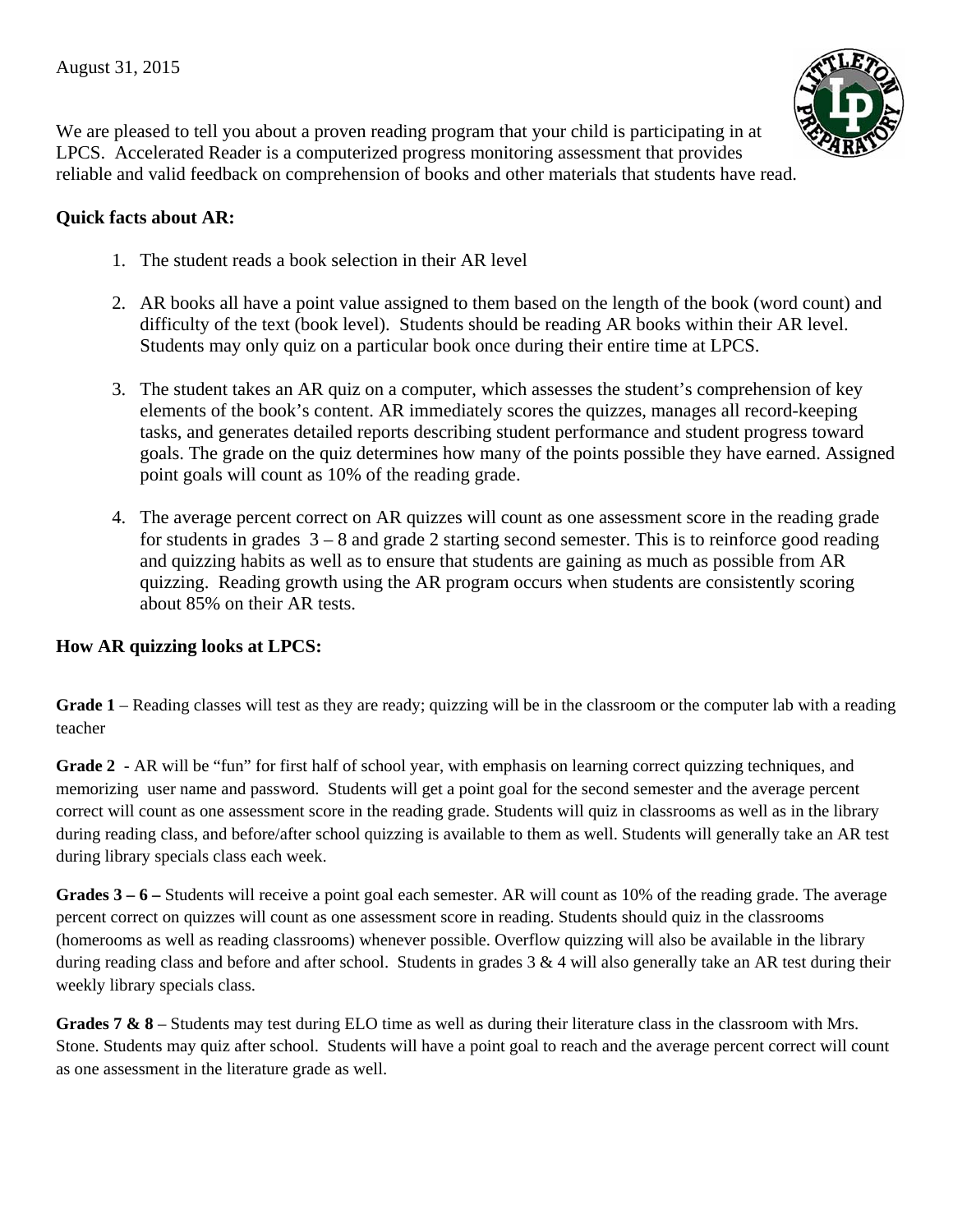August 31, 2015

We are pleased to tell you about a proven reading program that your child is participating in at LPCS. Accelerated Reader is a computerized progress monitoring assessment that provides reliable and valid feedback on comprehension of books and other materials that students have read.

**Quick facts about AR:**

1. The student reads a book selection in their AR level

2. AR books all have a point value assigned to them based on the length of the book (word count) and difficulty of the text (book level). Students should be reading AR books within their AR level. Students may only quiz on a particular book once during their entire time at LPCS.

3. The student takes an AR quiz on a computer, which assesses the student's comprehension of key elements of the book's content. AR immediately scores the quizzes, manages all record-keeping tasks, and generates detailed reports describing student performance and student progress toward goals. The grade on the quiz determines how many of the points possible they have earned. Assigned point goals will count as 10% of the reading grade.

4. The average percent correct on AR quizzes will count as one assessment score in the reading grade for students in grades 3 – 8 and grade 2 starting second semester. This is to reinforce good reading and quizzing habits as well as to ensure that students are gaining as much as possible from AR quizzing. Reading growth using the AR program occurs when students are consistently scoring about 85% on their AR tests.

**How AR quizzing looks at LPCS:**

**Grade 1** – Reading classes will test as they are ready; quizzing will be in the classroom or the computer lab with a reading teacher

**Grade 2** - AR will be "fun" for first half of school year, with emphasis on learning correct quizzing techniques, and memorizing user name and password. Students will get a point goal for the second semester and the average percent correct will count as one assessment score in the reading grade. Students will quiz in classrooms as well as in the library during reading class, and before/after school quizzing is available to them as well. Students will generally take an AR test during library specials class each week.

**Grades 3 – 6 –** Students will receive a point goal each semester. AR will count as 10% of the reading grade. The average percent correct on quizzes will count as one assessment score in reading. Students should quiz in the classrooms (homerooms as well as reading classrooms) whenever possible. Overflow quizzing will also be available in the library during reading class and before and after school. Students in grades 3 & 4 will also generally take an AR test during their weekly library specials class.

**Grades 7 & 8** – Students may test during ELO time as well as during their literature class in the classroom with Mrs. Stone. Students may quiz after school. Students will have a point goal to reach and the average percent correct will count as one assessment in the literature grade as well.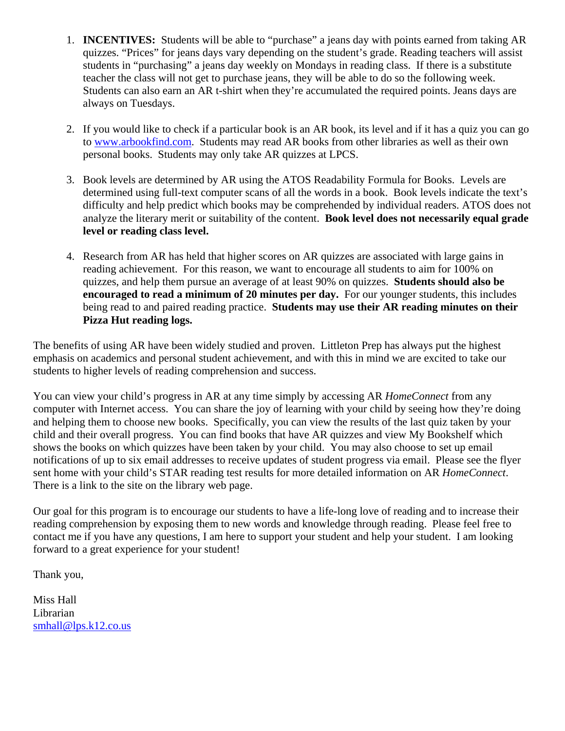1. **INCENTIVES:** Students will be able to "purchase" a jeans day with points earned from taking AR quizzes. "Prices" for jeans days vary depending on the student's grade. Reading teachers will assist students in "purchasing" a jeans day weekly on Mondays in reading class. If there is a substitute teacher the class will not get to purchase jeans, they will be able to do so the following week. Students can also earn an AR t-shirt when they're accumulated the required points. Jeans days are always on Tuesdays.

2. If you would like to check if a particular book is an AR book, its level and if it has a quiz you can go to www.arbookfind.com. Students may read AR books from other libraries as well as their own personal books. Students may only take AR quizzes at LPCS.

3. Book levels are determined by AR using the ATOS Readability Formula for Books. Levels are determined using full-text computer scans of all the words in a book. Book levels indicate the text's difficulty and help predict which books may be comprehended by individual readers. ATOS does not analyze the literary merit or suitability of the content. **Book level does not necessarily equal grade level or reading class level.**

4. Research from AR has held that higher scores on AR quizzes are associated with large gains in reading achievement. For this reason, we want to encourage all students to aim for 100% on quizzes, and help them pursue an average of at least 90% on quizzes. **Students should also be encouraged to read a minimum of 20 minutes per day.** For our younger students, this includes being read to and paired reading practice. **Students may use their AR reading minutes on their Pizza Hut reading logs.**

The benefits of using AR have been widely studied and proven. Littleton Prep has always put the highest emphasis on academics and personal student achievement, and with this in mind we are excited to take our students to higher levels of reading comprehension and success.

You can view your child's progress in AR at any time simply by accessing AR *HomeConnect* from any computer with Internet access. You can share the joy of learning with your child by seeing how they're doing and helping them to choose new books. Specifically, you can view the results of the last quiz taken by your child and their overall progress. You can find books that have AR quizzes and view My Bookshelf which shows the books on which quizzes have been taken by your child. You may also choose to set up email notifications of up to six email addresses to receive updates of student progress via email. Please see the flyer sent home with your child's STAR reading test results for more detailed information on AR *HomeConnect*. There is a link to the site on the library web page.

Our goal for this program is to encourage our students to have a life-long love of reading and to increase their reading comprehension by exposing them to new words and knowledge through reading. Please feel free to contact me if you have any questions, I am here to support your student and help your student. I am looking forward to a great experience for your student!

Thank you,

Miss Hall
Librarian
smhall@lps.k12.co.us